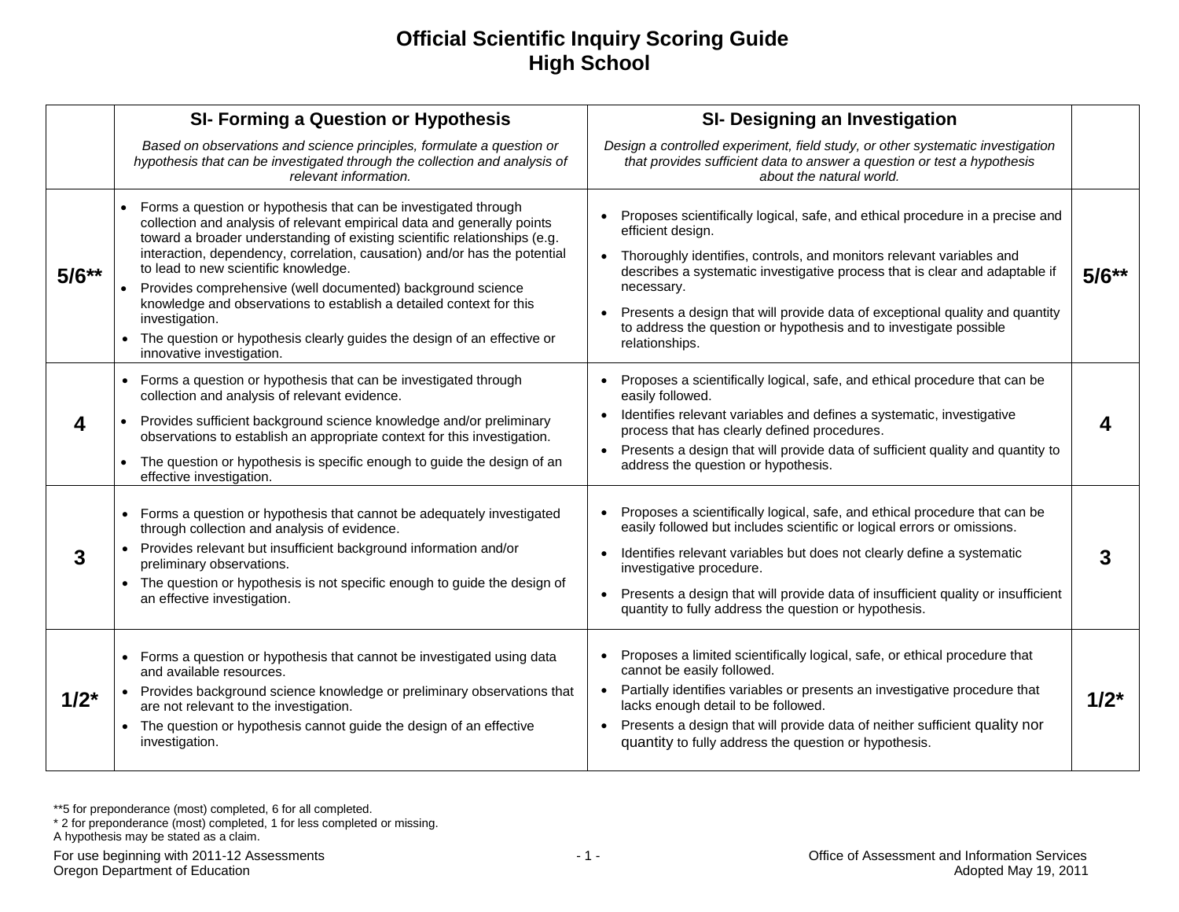# Official Scientific Inquiry Scoring Guide
## High School

| | **SI- Forming a Question or Hypothesis**<br>*Based on observations and science principles, formulate a question or hypothesis that can be investigated through the collection and analysis of relevant information.* | **SI- Designing an Investigation**<br>*Design a controlled experiment, field study, or other systematic investigation that provides sufficient data to answer a question or test a hypothesis about the natural world.* | |
|---|---|---|---|
| **5/6\*\*** | • Forms a question or hypothesis that can be investigated through collection and analysis of relevant empirical data and generally points toward a broader understanding of existing scientific relationships (e.g. interaction, dependency, correlation, causation) and/or has the potential to lead to new scientific knowledge.<br>• Provides comprehensive (well documented) background science knowledge and observations to establish a detailed context for this investigation.<br>• The question or hypothesis clearly guides the design of an effective or innovative investigation. | • Proposes scientifically logical, safe, and ethical procedure in a precise and efficient design.<br>• Thoroughly identifies, controls, and monitors relevant variables and describes a systematic investigative process that is clear and adaptable if necessary.<br>• Presents a design that will provide data of exceptional quality and quantity to address the question or hypothesis and to investigate possible relationships. | **5/6\*\*** |
| **4** | • Forms a question or hypothesis that can be investigated through collection and analysis of relevant evidence.<br>• Provides sufficient background science knowledge and/or preliminary observations to establish an appropriate context for this investigation.<br>• The question or hypothesis is specific enough to guide the design of an effective investigation. | • Proposes a scientifically logical, safe, and ethical procedure that can be easily followed.<br>• Identifies relevant variables and defines a systematic, investigative process that has clearly defined procedures.<br>• Presents a design that will provide data of sufficient quality and quantity to address the question or hypothesis. | **4** |
| **3** | • Forms a question or hypothesis that cannot be adequately investigated through collection and analysis of evidence.<br>• Provides relevant but insufficient background information and/or preliminary observations.<br>• The question or hypothesis is not specific enough to guide the design of an effective investigation. | • Proposes a scientifically logical, safe, and ethical procedure that can be easily followed but includes scientific or logical errors or omissions.<br>• Identifies relevant variables but does not clearly define a systematic investigative procedure.<br>• Presents a design that will provide data of insufficient quality or insufficient quantity to fully address the question or hypothesis. | **3** |
| **1/2\*** | • Forms a question or hypothesis that cannot be investigated using data and available resources.<br>• Provides background science knowledge or preliminary observations that are not relevant to the investigation.<br>• The question or hypothesis cannot guide the design of an effective investigation. | • Proposes a limited scientifically logical, safe, or ethical procedure that cannot be easily followed.<br>• Partially identifies variables or presents an investigative procedure that lacks enough detail to be followed.<br>• Presents a design that will provide data of neither sufficient quality nor quantity to fully address the question or hypothesis. | **1/2\*** |

**5 for preponderance (most) completed, 6 for all completed.
* 2 for preponderance (most) completed, 1 for less completed or missing.
A hypothesis may be stated as a claim.

For use beginning with 2011-12 Assessments
Oregon Department of Education

Office of Assessment and Information Services
Adopted May 19, 2011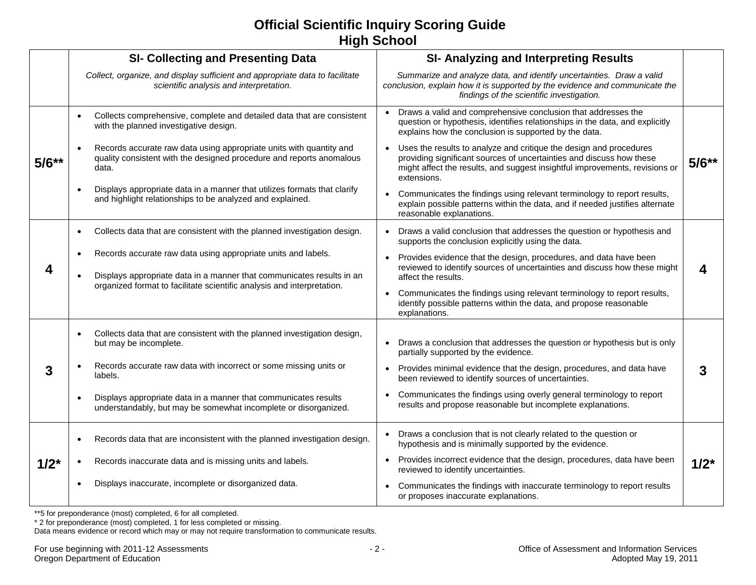# Official Scientific Inquiry Scoring Guide
## High School

| | SI- Collecting and Presenting Data<br>*Collect, organize, and display sufficient and appropriate data to facilitate scientific analysis and interpretation.* | SI- Analyzing and Interpreting Results<br>*Summarize and analyze data, and identify uncertainties. Draw a valid conclusion, explain how it is supported by the evidence and communicate the findings of the scientific investigation.* | |
|---|---|---|---|
| **5/6**** | • Collects comprehensive, complete and detailed data that are consistent with the planned investigative design.<br>• Records accurate raw data using appropriate units with quantity and quality consistent with the designed procedure and reports anomalous data.<br>• Displays appropriate data in a manner that utilizes formats that clarify and highlight relationships to be analyzed and explained. | • Draws a valid and comprehensive conclusion that addresses the question or hypothesis, identifies relationships in the data, and explicitly explains how the conclusion is supported by the data.<br>• Uses the results to analyze and critique the design and procedures providing significant sources of uncertainties and discuss how these might affect the results, and suggest insightful improvements, revisions or extensions.<br>• Communicates the findings using relevant terminology to report results, explain possible patterns within the data, and if needed justifies alternate reasonable explanations. | **5/6**** |
| **4** | • Collects data that are consistent with the planned investigation design.<br>• Records accurate raw data using appropriate units and labels.<br>• Displays appropriate data in a manner that communicates results in an organized format to facilitate scientific analysis and interpretation. | • Draws a valid conclusion that addresses the question or hypothesis and supports the conclusion explicitly using the data.<br>• Provides evidence that the design, procedures, and data have been reviewed to identify sources of uncertainties and discuss how these might affect the results.<br>• Communicates the findings using relevant terminology to report results, identify possible patterns within the data, and propose reasonable explanations. | **4** |
| **3** | • Collects data that are consistent with the planned investigation design, but may be incomplete.<br>• Records accurate raw data with incorrect or some missing units or labels.<br>• Displays appropriate data in a manner that communicates results understandably, but may be somewhat incomplete or disorganized. | • Draws a conclusion that addresses the question or hypothesis but is only partially supported by the evidence.<br>• Provides minimal evidence that the design, procedures, and data have been reviewed to identify sources of uncertainties.<br>• Communicates the findings using overly general terminology to report results and propose reasonable but incomplete explanations. | **3** |
| **1/2*** | • Records data that are inconsistent with the planned investigation design.<br>• Records inaccurate data and is missing units and labels.<br>• Displays inaccurate, incomplete or disorganized data. | • Draws a conclusion that is not clearly related to the question or hypothesis and is minimally supported by the evidence.<br>• Provides incorrect evidence that the design, procedures, data have been reviewed to identify uncertainties.<br>• Communicates the findings with inaccurate terminology to report results or proposes inaccurate explanations. | **1/2*** |

**5 for preponderance (most) completed, 6 for all completed.
* 2 for preponderance (most) completed, 1 for less completed or missing.
Data means evidence or record which may or may not require transformation to communicate results.

For use beginning with 2011-12 Assessments
Oregon Department of Education

Office of Assessment and Information Services
Adopted May 19, 2011